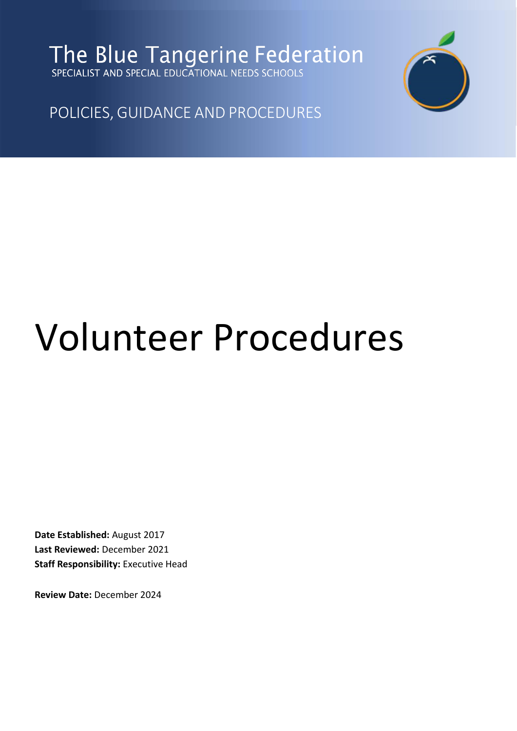The Blue Tangerine Federation

SPECIALIST AND SPECIAL EDUCATIONAL NEEDS SCHOOLS

POLICIES, GUIDANCE AND PROCEDURES

# Volunteer Procedures

**Date Established:** August 2017
**Last Reviewed:** December 2021
**Staff Responsibility:** Executive Head

**Review Date:** December 2024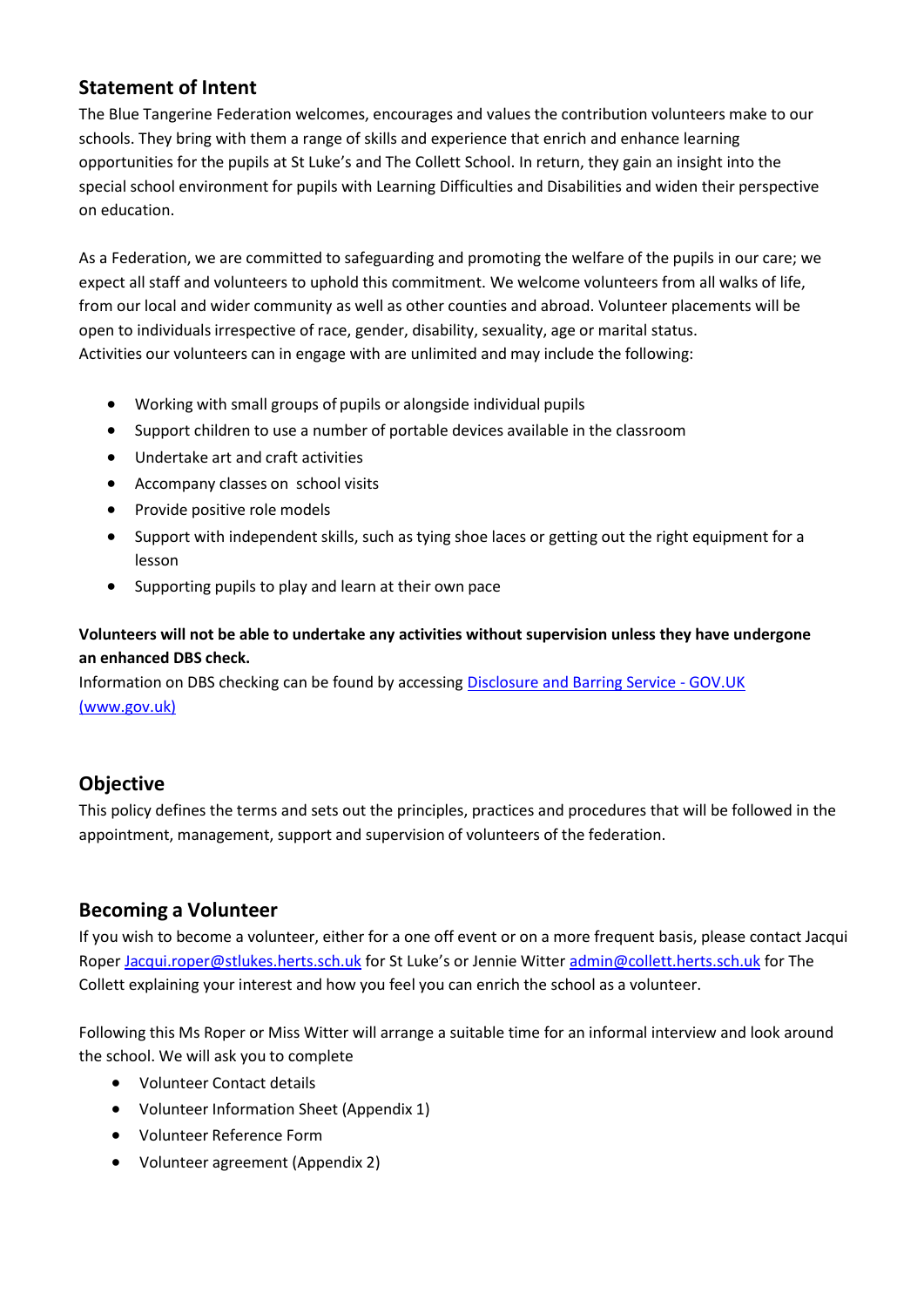## Statement of Intent

The Blue Tangerine Federation welcomes, encourages and values the contribution volunteers make to our schools. They bring with them a range of skills and experience that enrich and enhance learning opportunities for the pupils at St Luke's and The Collett School. In return, they gain an insight into the special school environment for pupils with Learning Difficulties and Disabilities and widen their perspective on education.

As a Federation, we are committed to safeguarding and promoting the welfare of the pupils in our care; we expect all staff and volunteers to uphold this commitment. We welcome volunteers from all walks of life, from our local and wider community as well as other counties and abroad. Volunteer placements will be open to individuals irrespective of race, gender, disability, sexuality, age or marital status.
Activities our volunteers can in engage with are unlimited and may include the following:

- Working with small groups of pupils or alongside individual pupils
- Support children to use a number of portable devices available in the classroom
- Undertake art and craft activities
- Accompany classes on school visits
- Provide positive role models
- Support with independent skills, such as tying shoe laces or getting out the right equipment for a lesson
- Supporting pupils to play and learn at their own pace

**Volunteers will not be able to undertake any activities without supervision unless they have undergone an enhanced DBS check.**
Information on DBS checking can be found by accessing [Disclosure and Barring Service - GOV.UK (www.gov.uk)](www.gov.uk)

## Objective

This policy defines the terms and sets out the principles, practices and procedures that will be followed in the appointment, management, support and supervision of volunteers of the federation.

## Becoming a Volunteer

If you wish to become a volunteer, either for a one off event or on a more frequent basis, please contact Jacqui Roper Jacqui.roper@stlukes.herts.sch.uk for St Luke's or Jennie Witter admin@collett.herts.sch.uk for The Collett explaining your interest and how you feel you can enrich the school as a volunteer.

Following this Ms Roper or Miss Witter will arrange a suitable time for an informal interview and look around the school. We will ask you to complete

- Volunteer Contact details
- Volunteer Information Sheet (Appendix 1)
- Volunteer Reference Form
- Volunteer agreement (Appendix 2)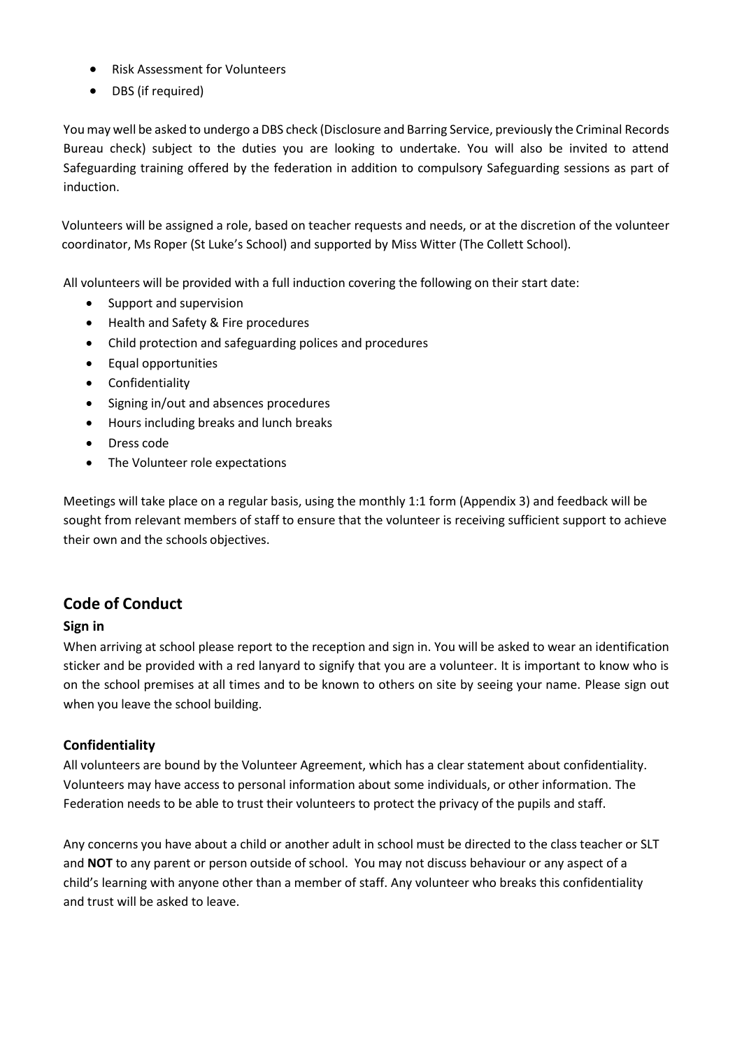- Risk Assessment for Volunteers
- DBS (if required)

You may well be asked to undergo a DBS check (Disclosure and Barring Service, previously the Criminal Records Bureau check) subject to the duties you are looking to undertake. You will also be invited to attend Safeguarding training offered by the federation in addition to compulsory Safeguarding sessions as part of induction.

Volunteers will be assigned a role, based on teacher requests and needs, or at the discretion of the volunteer coordinator, Ms Roper (St Luke's School) and supported by Miss Witter (The Collett School).

All volunteers will be provided with a full induction covering the following on their start date:

- Support and supervision
- Health and Safety & Fire procedures
- Child protection and safeguarding polices and procedures
- Equal opportunities
- Confidentiality
- Signing in/out and absences procedures
- Hours including breaks and lunch breaks
- Dress code
- The Volunteer role expectations

Meetings will take place on a regular basis, using the monthly 1:1 form (Appendix 3) and feedback will be sought from relevant members of staff to ensure that the volunteer is receiving sufficient support to achieve their own and the schools objectives.

## Code of Conduct

### Sign in

When arriving at school please report to the reception and sign in. You will be asked to wear an identification sticker and be provided with a red lanyard to signify that you are a volunteer. It is important to know who is on the school premises at all times and to be known to others on site by seeing your name. Please sign out when you leave the school building.

### Confidentiality

All volunteers are bound by the Volunteer Agreement, which has a clear statement about confidentiality. Volunteers may have access to personal information about some individuals, or other information. The Federation needs to be able to trust their volunteers to protect the privacy of the pupils and staff.

Any concerns you have about a child or another adult in school must be directed to the class teacher or SLT and **NOT** to any parent or person outside of school. You may not discuss behaviour or any aspect of a child's learning with anyone other than a member of staff. Any volunteer who breaks this confidentiality and trust will be asked to leave.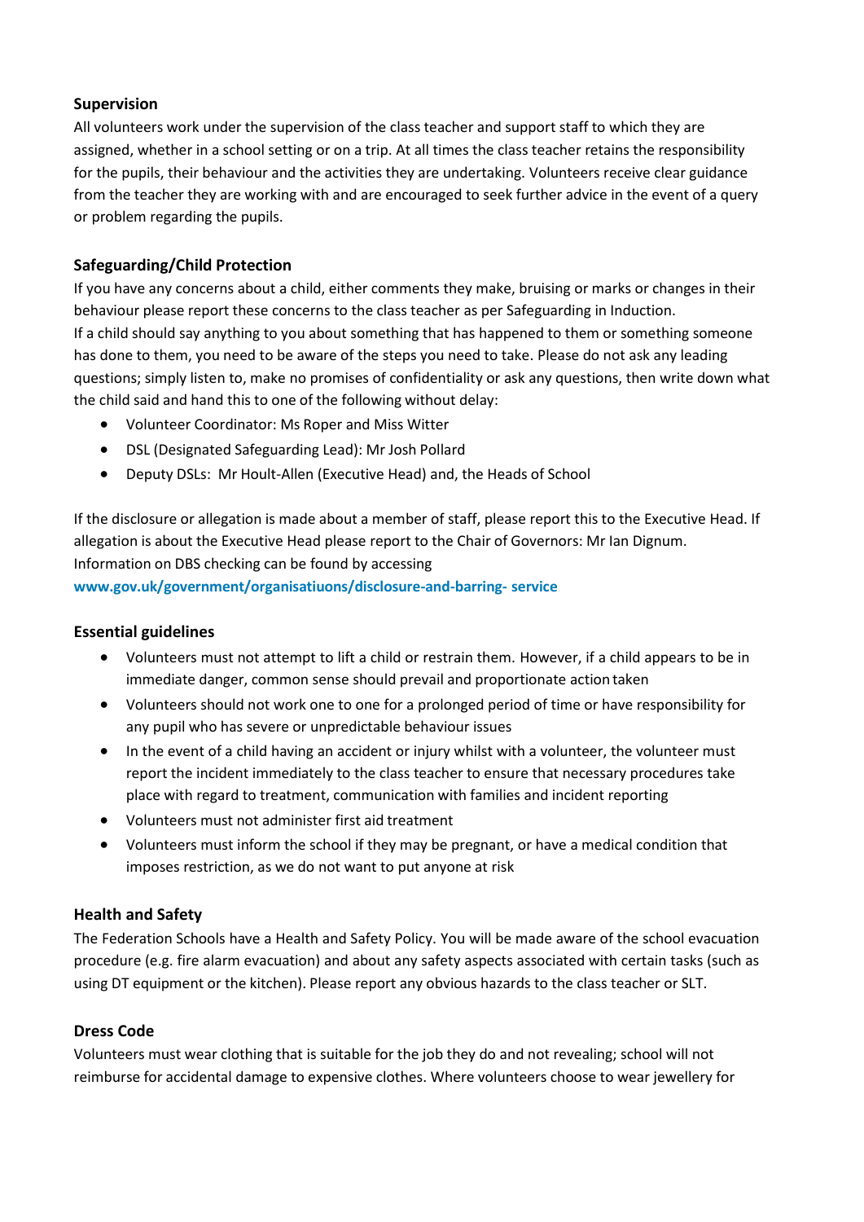**Supervision**

All volunteers work under the supervision of the class teacher and support staff to which they are assigned, whether in a school setting or on a trip. At all times the class teacher retains the responsibility for the pupils, their behaviour and the activities they are undertaking. Volunteers receive clear guidance from the teacher they are working with and are encouraged to seek further advice in the event of a query or problem regarding the pupils.

**Safeguarding/Child Protection**

If you have any concerns about a child, either comments they make, bruising or marks or changes in their behaviour please report these concerns to the class teacher as per Safeguarding in Induction.
If a child should say anything to you about something that has happened to them or something someone has done to them, you need to be aware of the steps you need to take. Please do not ask any leading questions; simply listen to, make no promises of confidentiality or ask any questions, then write down what the child said and hand this to one of the following without delay:

- Volunteer Coordinator: Ms Roper and Miss Witter
- DSL (Designated Safeguarding Lead): Mr Josh Pollard
- Deputy DSLs: Mr Hoult-Allen (Executive Head) and, the Heads of School

If the disclosure or allegation is made about a member of staff, please report this to the Executive Head. If allegation is about the Executive Head please report to the Chair of Governors: Mr Ian Dignum.
Information on DBS checking can be found by accessing
**www.gov.uk/government/organisatiuons/disclosure-and-barring- service**

**Essential guidelines**

- Volunteers must not attempt to lift a child or restrain them. However, if a child appears to be in immediate danger, common sense should prevail and proportionate action taken
- Volunteers should not work one to one for a prolonged period of time or have responsibility for any pupil who has severe or unpredictable behaviour issues
- In the event of a child having an accident or injury whilst with a volunteer, the volunteer must report the incident immediately to the class teacher to ensure that necessary procedures take place with regard to treatment, communication with families and incident reporting
- Volunteers must not administer first aid treatment
- Volunteers must inform the school if they may be pregnant, or have a medical condition that imposes restriction, as we do not want to put anyone at risk

**Health and Safety**

The Federation Schools have a Health and Safety Policy. You will be made aware of the school evacuation procedure (e.g. fire alarm evacuation) and about any safety aspects associated with certain tasks (such as using DT equipment or the kitchen). Please report any obvious hazards to the class teacher or SLT.

**Dress Code**

Volunteers must wear clothing that is suitable for the job they do and not revealing; school will not reimburse for accidental damage to expensive clothes. Where volunteers choose to wear jewellery for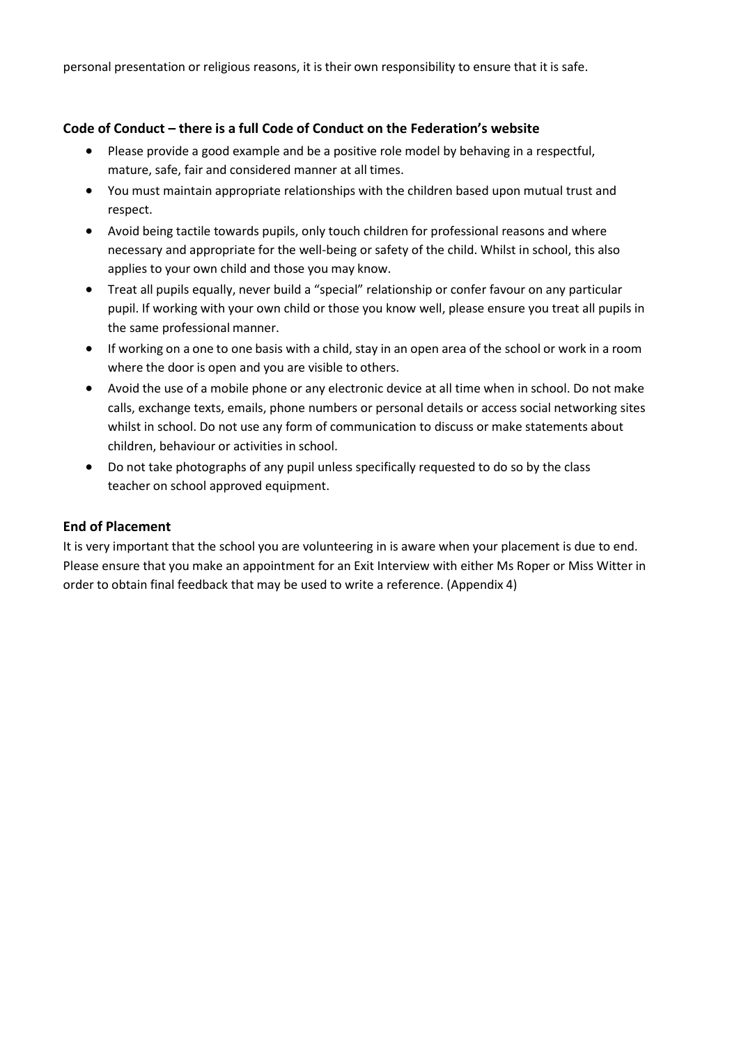personal presentation or religious reasons, it is their own responsibility to ensure that it is safe.

### Code of Conduct – there is a full Code of Conduct on the Federation's website

- Please provide a good example and be a positive role model by behaving in a respectful, mature, safe, fair and considered manner at all times.
- You must maintain appropriate relationships with the children based upon mutual trust and respect.
- Avoid being tactile towards pupils, only touch children for professional reasons and where necessary and appropriate for the well-being or safety of the child. Whilst in school, this also applies to your own child and those you may know.
- Treat all pupils equally, never build a "special" relationship or confer favour on any particular pupil. If working with your own child or those you know well, please ensure you treat all pupils in the same professional manner.
- If working on a one to one basis with a child, stay in an open area of the school or work in a room where the door is open and you are visible to others.
- Avoid the use of a mobile phone or any electronic device at all time when in school. Do not make calls, exchange texts, emails, phone numbers or personal details or access social networking sites whilst in school. Do not use any form of communication to discuss or make statements about children, behaviour or activities in school.
- Do not take photographs of any pupil unless specifically requested to do so by the class teacher on school approved equipment.

### End of Placement

It is very important that the school you are volunteering in is aware when your placement is due to end. Please ensure that you make an appointment for an Exit Interview with either Ms Roper or Miss Witter in order to obtain final feedback that may be used to write a reference. (Appendix 4)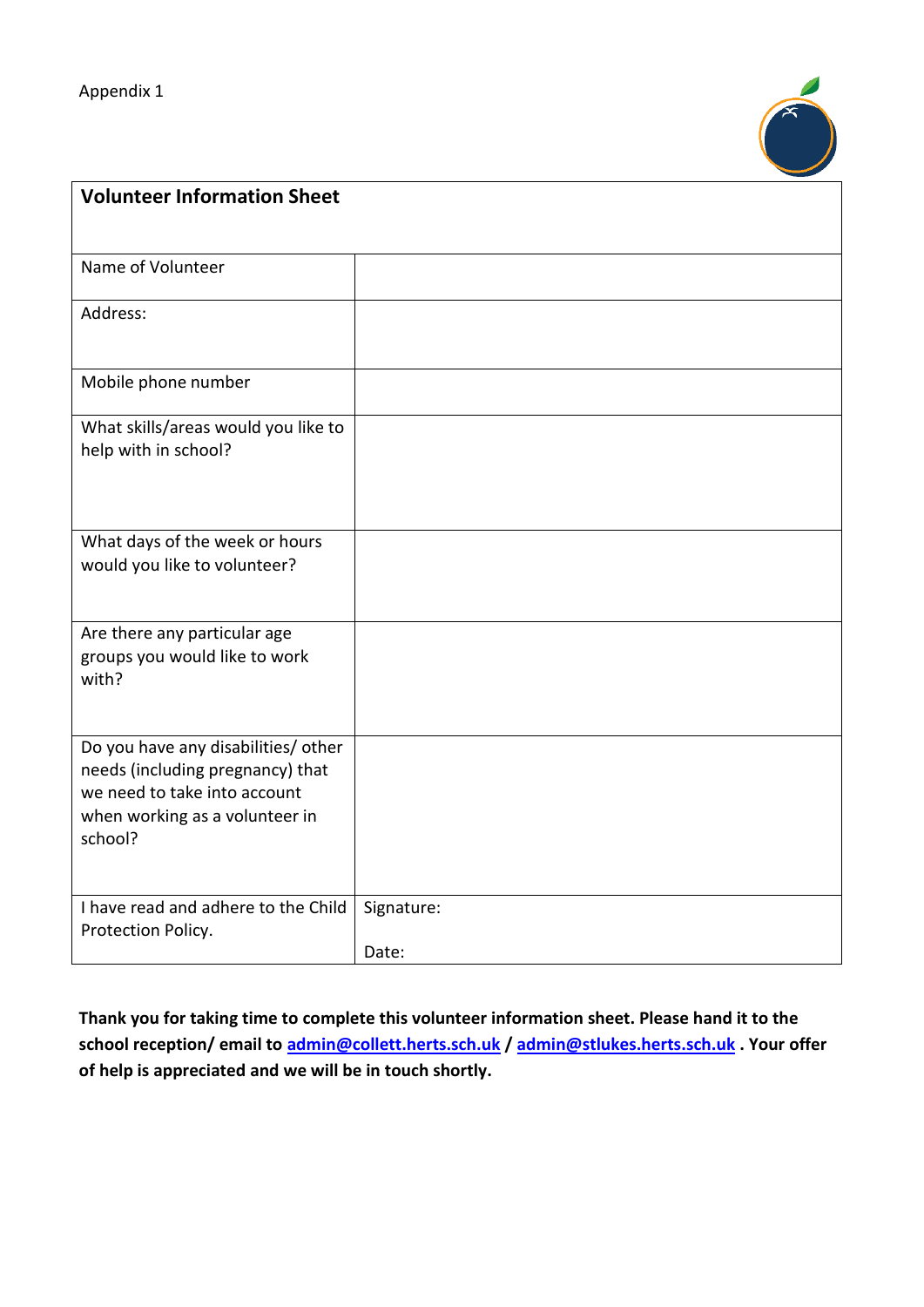Appendix 1

| **Volunteer Information Sheet** | |
|---|---|
| Name of Volunteer | |
| Address: | |
| Mobile phone number | |
| What skills/areas would you like to help with in school? | |
| What days of the week or hours would you like to volunteer? | |
| Are there any particular age groups you would like to work with? | |
| Do you have any disabilities/ other needs (including pregnancy) that we need to take into account when working as a volunteer in school? | |
| I have read and adhere to the Child Protection Policy. | Signature:<br><br>Date: |

**Thank you for taking time to complete this volunteer information sheet. Please hand it to the school reception/ email to [admin@collett.herts.sch.uk](mailto:admin@collett.herts.sch.uk) / [admin@stlukes.herts.sch.uk](mailto:admin@stlukes.herts.sch.uk) . Your offer of help is appreciated and we will be in touch shortly.**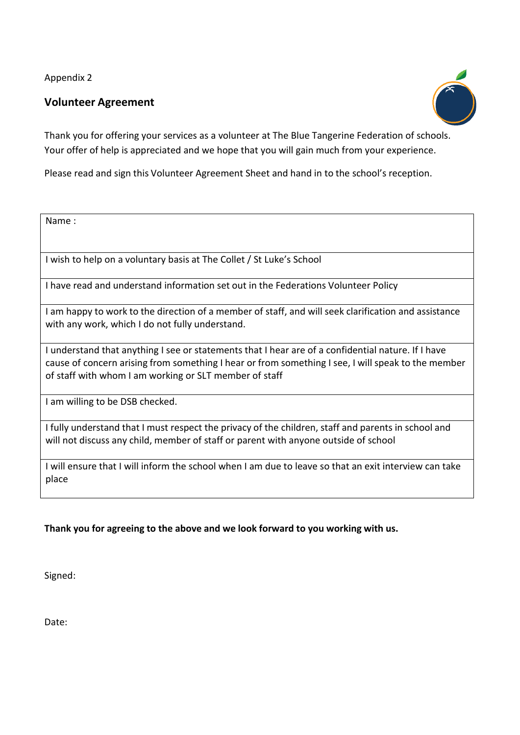Appendix 2

## Volunteer Agreement

Thank you for offering your services as a volunteer at The Blue Tangerine Federation of schools. Your offer of help is appreciated and we hope that you will gain much from your experience.

Please read and sign this Volunteer Agreement Sheet and hand in to the school's reception.

| Name : |
|---|
| I wish to help on a voluntary basis at The Collet / St Luke's School |
| I have read and understand information set out in the Federations Volunteer Policy |
| I am happy to work to the direction of a member of staff, and will seek clarification and assistance with any work, which I do not fully understand. |
| I understand that anything I see or statements that I hear are of a confidential nature. If I have cause of concern arising from something I hear or from something I see, I will speak to the member of staff with whom I am working or SLT member of staff |
| I am willing to be DSB checked. |
| I fully understand that I must respect the privacy of the children, staff and parents in school and will not discuss any child, member of staff or parent with anyone outside of school |
| I will ensure that I will inform the school when I am due to leave so that an exit interview can take place |

**Thank you for agreeing to the above and we look forward to you working with us.**

Signed:

Date: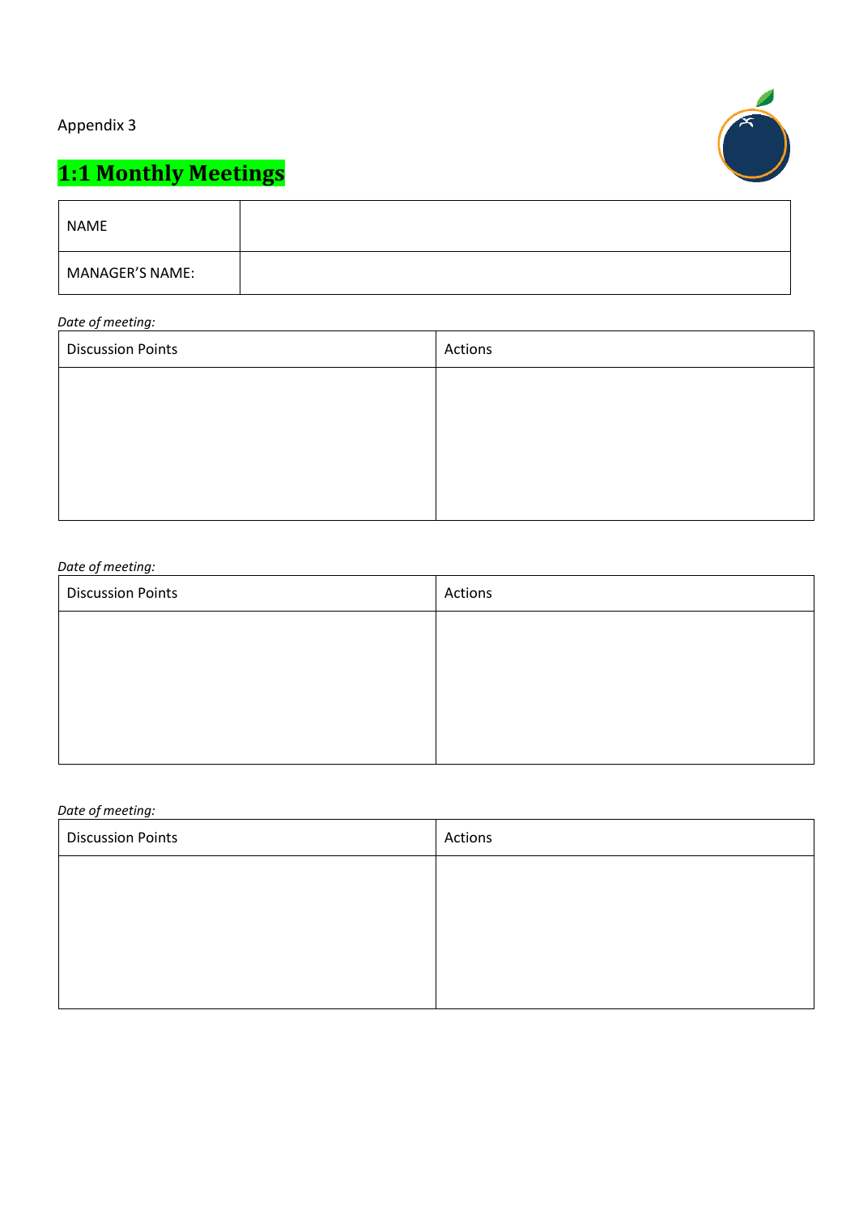Appendix 3

## 1:1 Monthly Meetings

| NAME | |
|---|---|
| MANAGER'S NAME: | |

*Date of meeting:*

| Discussion Points | Actions |
|---|---|
| | |

*Date of meeting:*

| Discussion Points | Actions |
|---|---|
| | |

*Date of meeting:*

| Discussion Points | Actions |
|---|---|
| | |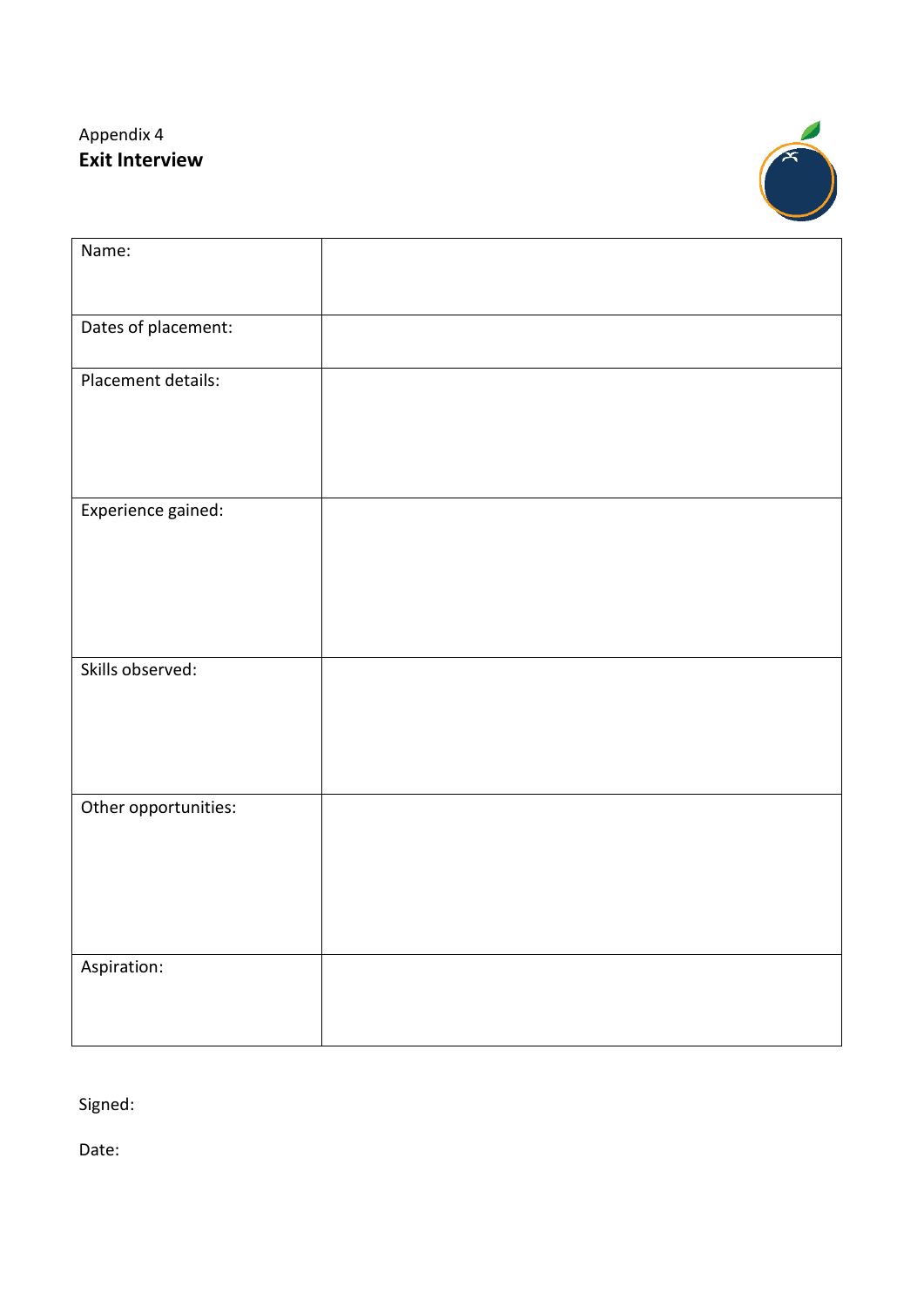Appendix 4

## Exit Interview

| | |
|---|---|
| Name: | |
| Dates of placement: | |
| Placement details: | |
| Experience gained: | |
| Skills observed: | |
| Other opportunities: | |
| Aspiration: | |

Signed:

Date: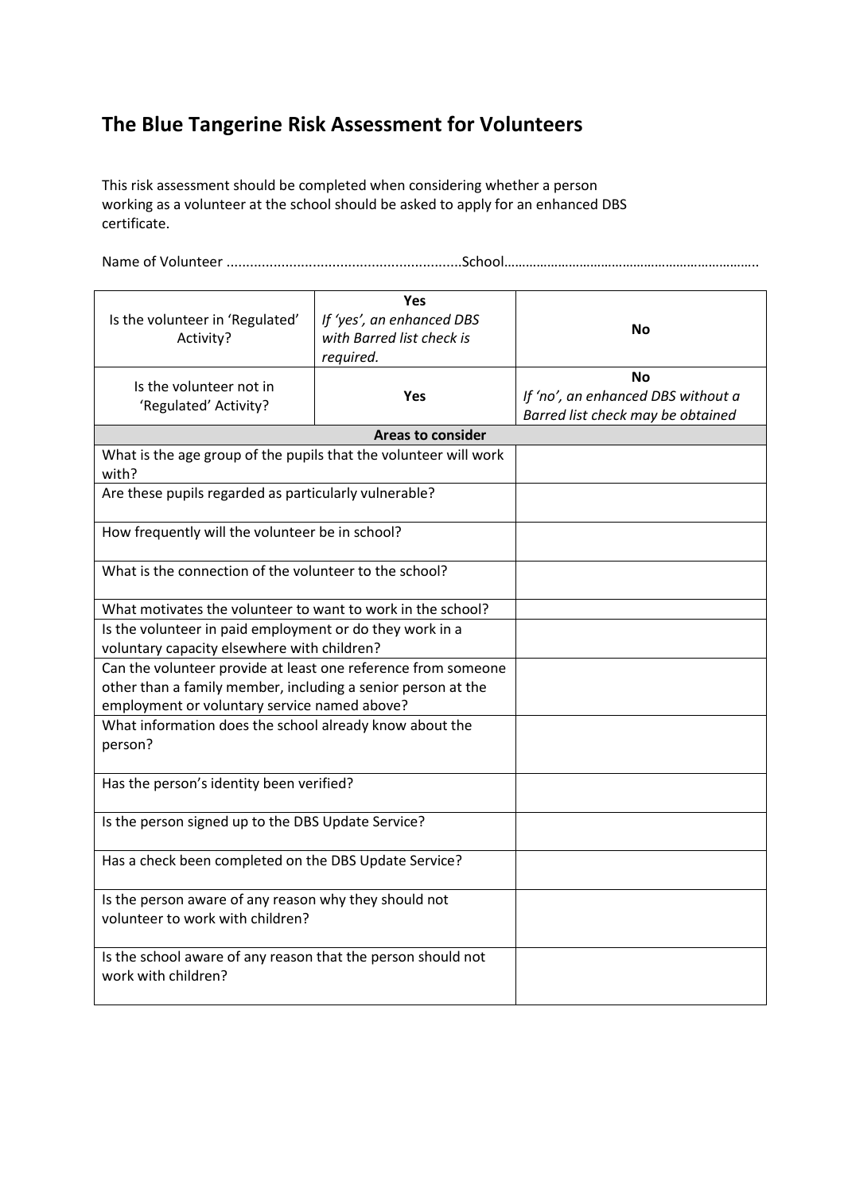# The Blue Tangerine Risk Assessment for Volunteers

This risk assessment should be completed when considering whether a person working as a volunteer at the school should be asked to apply for an enhanced DBS certificate.

Name of Volunteer ............................................................School……………………………………………………………..

| | | |
|---|---|---|
| Is the volunteer in 'Regulated' Activity? | **Yes**<br>*If 'yes', an enhanced DBS with Barred list check is required.* | **No** |
| Is the volunteer not in 'Regulated' Activity? | **Yes** | **No**<br>*If 'no', an enhanced DBS without a Barred list check may be obtained* |
| **Areas to consider** | | |
| What is the age group of the pupils that the volunteer will work with? | | |
| Are these pupils regarded as particularly vulnerable? | | |
| How frequently will the volunteer be in school? | | |
| What is the connection of the volunteer to the school? | | |
| What motivates the volunteer to want to work in the school? | | |
| Is the volunteer in paid employment or do they work in a voluntary capacity elsewhere with children? | | |
| Can the volunteer provide at least one reference from someone other than a family member, including a senior person at the employment or voluntary service named above? | | |
| What information does the school already know about the person? | | |
| Has the person's identity been verified? | | |
| Is the person signed up to the DBS Update Service? | | |
| Has a check been completed on the DBS Update Service? | | |
| Is the person aware of any reason why they should not volunteer to work with children? | | |
| Is the school aware of any reason that the person should not work with children? | | |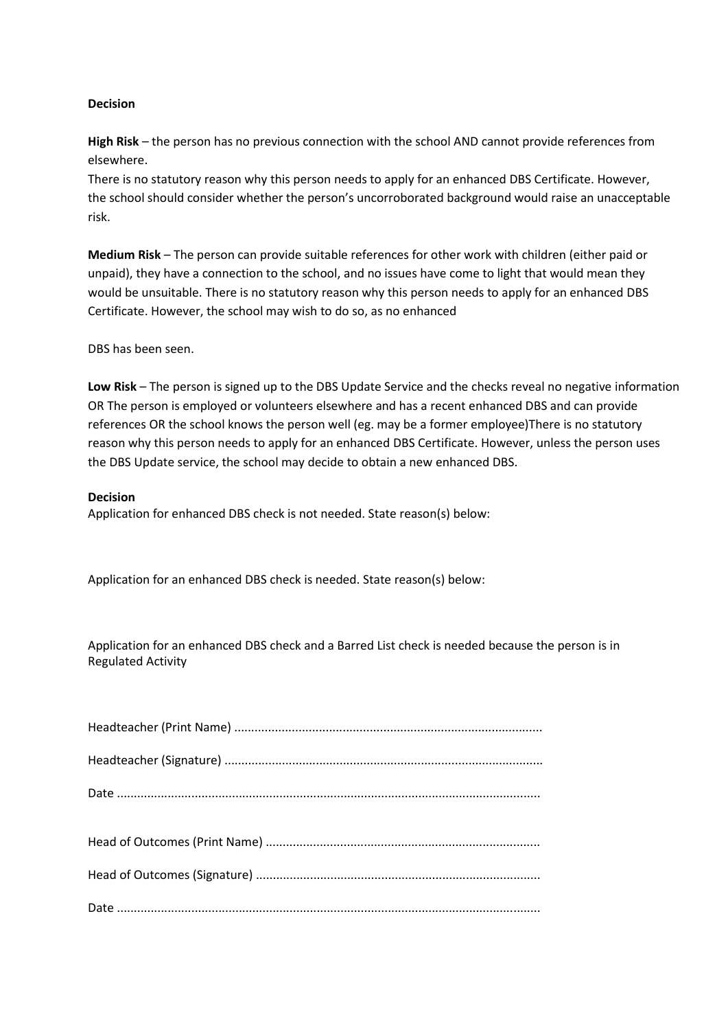**Decision**

**High Risk** – the person has no previous connection with the school AND cannot provide references from elsewhere.
There is no statutory reason why this person needs to apply for an enhanced DBS Certificate. However, the school should consider whether the person's uncorroborated background would raise an unacceptable risk.

**Medium Risk** – The person can provide suitable references for other work with children (either paid or unpaid), they have a connection to the school, and no issues have come to light that would mean they would be unsuitable. There is no statutory reason why this person needs to apply for an enhanced DBS Certificate. However, the school may wish to do so, as no enhanced

DBS has been seen.

**Low Risk** – The person is signed up to the DBS Update Service and the checks reveal no negative information OR The person is employed or volunteers elsewhere and has a recent enhanced DBS and can provide references OR the school knows the person well (eg. may be a former employee)There is no statutory reason why this person needs to apply for an enhanced DBS Certificate. However, unless the person uses the DBS Update service, the school may decide to obtain a new enhanced DBS.

**Decision**
Application for enhanced DBS check is not needed. State reason(s) below:

Application for an enhanced DBS check is needed. State reason(s) below:

Application for an enhanced DBS check and a Barred List check is needed because the person is in Regulated Activity

Headteacher (Print Name) ..........................................................................................

Headteacher (Signature) ............................................................................................

Date ............................................................................................................................

Head of Outcomes (Print Name) ................................................................................

Head of Outcomes (Signature) ...................................................................................

Date ............................................................................................................................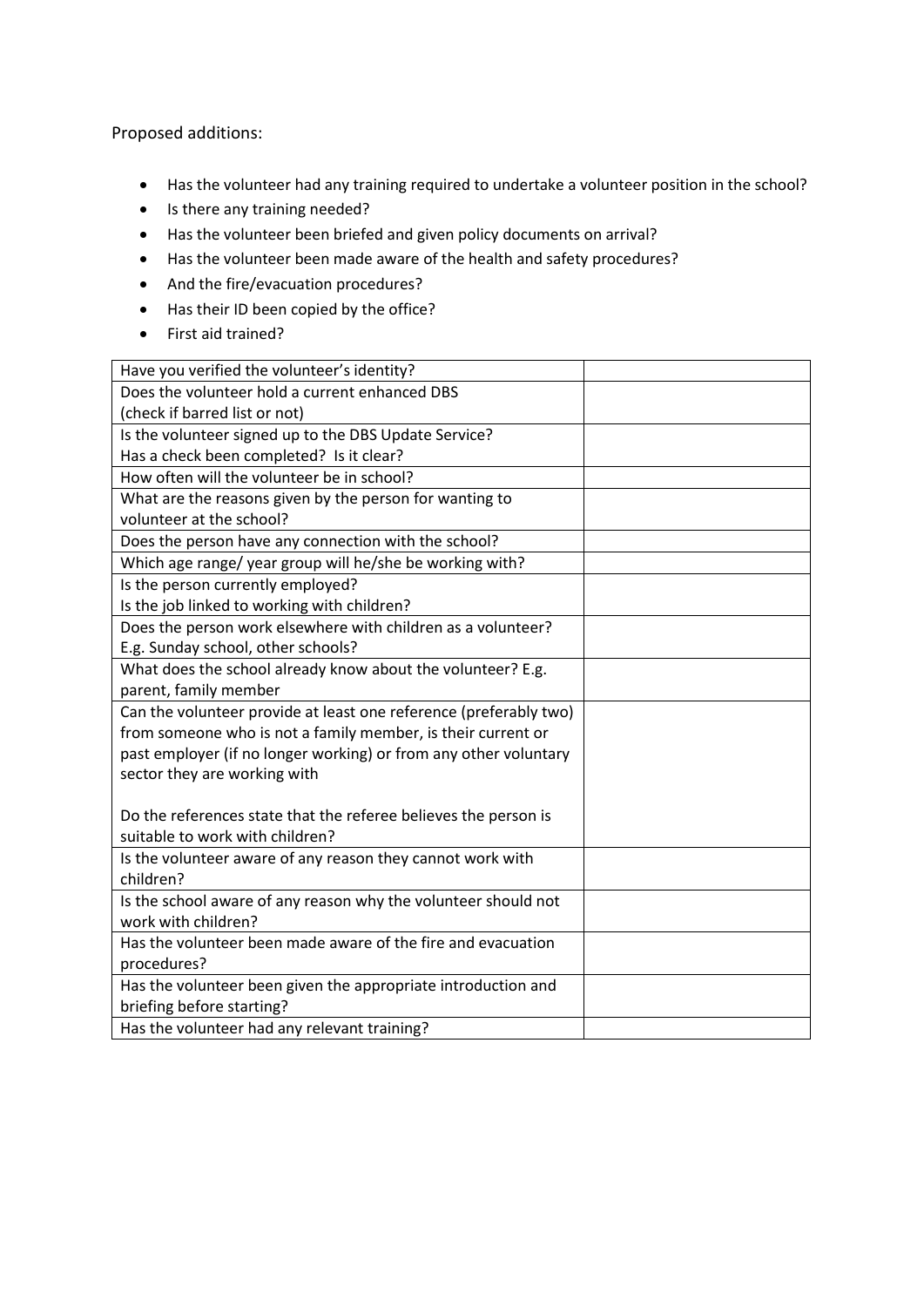Proposed additions:

- Has the volunteer had any training required to undertake a volunteer position in the school?
- Is there any training needed?
- Has the volunteer been briefed and given policy documents on arrival?
- Has the volunteer been made aware of the health and safety procedures?
- And the fire/evacuation procedures?
- Has their ID been copied by the office?
- First aid trained?

| | |
|---|---|
| Have you verified the volunteer's identity? | |
| Does the volunteer hold a current enhanced DBS (check if barred list or not) | |
| Is the volunteer signed up to the DBS Update Service? Has a check been completed? Is it clear? | |
| How often will the volunteer be in school? | |
| What are the reasons given by the person for wanting to volunteer at the school? | |
| Does the person have any connection with the school? | |
| Which age range/ year group will he/she be working with? | |
| Is the person currently employed? Is the job linked to working with children? | |
| Does the person work elsewhere with children as a volunteer? E.g. Sunday school, other schools? | |
| What does the school already know about the volunteer? E.g. parent, family member | |
| Can the volunteer provide at least one reference (preferably two) from someone who is not a family member, is their current or past employer (if no longer working) or from any other voluntary sector they are working with<br><br>Do the references state that the referee believes the person is suitable to work with children? | |
| Is the volunteer aware of any reason they cannot work with children? | |
| Is the school aware of any reason why the volunteer should not work with children? | |
| Has the volunteer been made aware of the fire and evacuation procedures? | |
| Has the volunteer been given the appropriate introduction and briefing before starting? | |
| Has the volunteer had any relevant training? | |